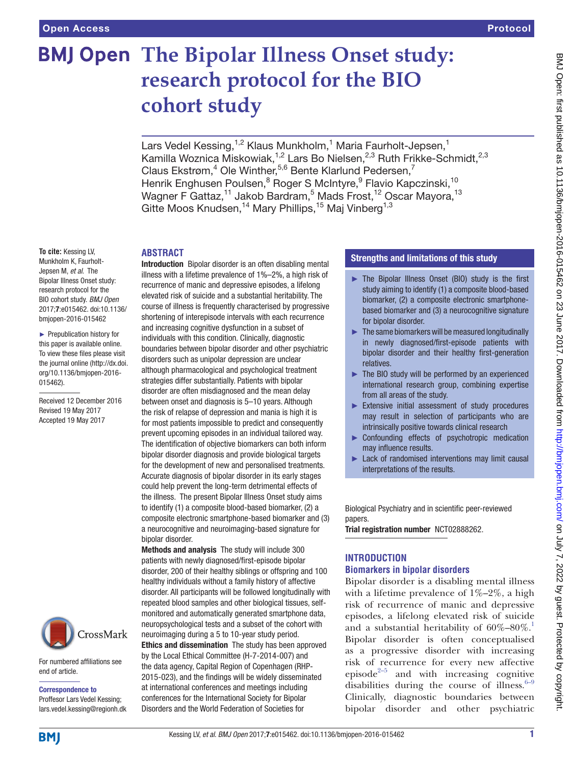# The Bipolar Illness Onset study: research protocol for the BIO cohort study

Lars Vedel Kessing,[1,2] Klaus Munkholm,[1] Maria Faurholt-Jepsen,[1] Kamilla Woznica Miskowiak,[1,2] Lars Bo Nielsen,[2,3] Ruth Frikke-Schmidt,[2,3] Claus Ekstrøm,[4] Ole Winther,[5,6] Bente Klarlund Pedersen,[7] Henrik Enghusen Poulsen,[8] Roger S McIntyre,[9] Flavio Kapczinski,[10] Wagner F Gattaz,[11] Jakob Bardram,[5] Mads Frost,[12] Oscar Mayora,[13] Gitte Moos Knudsen,[14] Mary Phillips,[15] Maj Vinberg[1,3]

**To cite:** Kessing LV, Munkholm K, Faurholt-Jepsen M, *et al*. The Bipolar Illness Onset study: research protocol for the BIO cohort study. *BMJ Open* 2017;**7**:e015462. doi:10.1136/bmjopen-2016-015462

► Prepublication history for this paper is available online. To view these files please visit the journal online (http://dx.doi.org/10.1136/bmjopen-2016-015462).

Received 12 December 2016
Revised 19 May 2017
Accepted 19 May 2017

## ABSTRACT

**Introduction** Bipolar disorder is an often disabling mental illness with a lifetime prevalence of 1%–2%, a high risk of recurrence of manic and depressive episodes, a lifelong elevated risk of suicide and a substantial heritability. The course of illness is frequently characterised by progressive shortening of interepisode intervals with each recurrence and increasing cognitive dysfunction in a subset of individuals with this condition. Clinically, diagnostic boundaries between bipolar disorder and other psychiatric disorders such as unipolar depression are unclear although pharmacological and psychological treatment strategies differ substantially. Patients with bipolar disorder are often misdiagnosed and the mean delay between onset and diagnosis is 5–10 years. Although the risk of relapse of depression and mania is high it is for most patients impossible to predict and consequently prevent upcoming episodes in an individual tailored way. The identification of objective biomarkers can both inform bipolar disorder diagnosis and provide biological targets for the development of new and personalised treatments. Accurate diagnosis of bipolar disorder in its early stages could help prevent the long-term detrimental effects of the illness. The present Bipolar Illness Onset study aims to identify (1) a composite blood-based biomarker, (2) a composite electronic smartphone-based biomarker and (3) a neurocognitive and neuroimaging-based signature for bipolar disorder.

**Methods and analysis** The study will include 300 patients with newly diagnosed/first-episode bipolar disorder, 200 of their healthy siblings or offspring and 100 healthy individuals without a family history of affective disorder. All participants will be followed longitudinally with repeated blood samples and other biological tissues, self-monitored and automatically generated smartphone data, neuropsychological tests and a subset of the cohort with neuroimaging during a 5 to 10-year study period.

**Ethics and dissemination** The study has been approved by the Local Ethical Committee (H-7-2014-007) and the data agency, Capital Region of Copenhagen (RHP-2015-023), and the findings will be widely disseminated at international conferences and meetings including conferences for the International Society for Bipolar Disorders and the World Federation of Societies for Biological Psychiatry and in scientific peer-reviewed papers.

**Trial registration number** NCT02888262.

## Strengths and limitations of this study

- The Bipolar Illness Onset (BIO) study is the first study aiming to identify (1) a composite blood-based biomarker, (2) a composite electronic smartphone-based biomarker and (3) a neurocognitive signature for bipolar disorder.
- The same biomarkers will be measured longitudinally in newly diagnosed/first-episode patients with bipolar disorder and their healthy first-generation relatives.
- The BIO study will be performed by an experienced international research group, combining expertise from all areas of the study.
- Extensive initial assessment of study procedures may result in selection of participants who are intrinsically positive towards clinical research
- Confounding effects of psychotropic medication may influence results.
- Lack of randomised interventions may limit causal interpretations of the results.

## INTRODUCTION

### Biomarkers in bipolar disorders

Bipolar disorder is a disabling mental illness with a lifetime prevalence of 1%–2%, a high risk of recurrence of manic and depressive episodes, a lifelong elevated risk of suicide and a substantial heritability of 60%–80%.[1] Bipolar disorder is often conceptualised as a progressive disorder with increasing risk of recurrence for every new affective episode[2–5] and with increasing cognitive disabilities during the course of illness.[6–9] Clinically, diagnostic boundaries between bipolar disorder and other psychiatric

For numbered affiliations see end of article.

**Correspondence to**
Proffesor Lars Vedel Kessing; lars.vedel.kessing@regionh.dk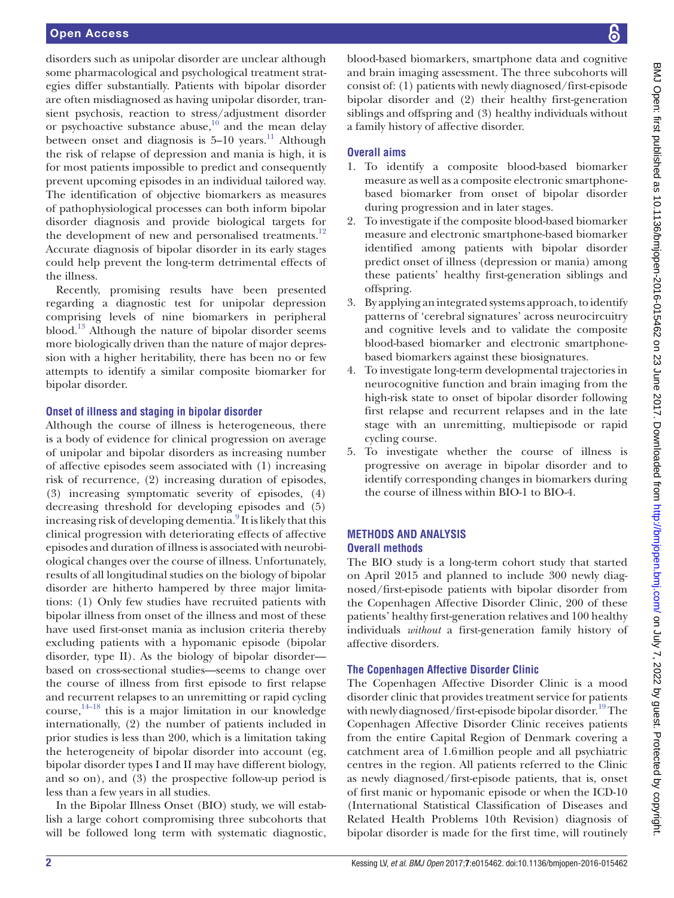disorders such as unipolar disorder are unclear although some pharmacological and psychological treatment strategies differ substantially. Patients with bipolar disorder are often misdiagnosed as having unipolar disorder, transient psychosis, reaction to stress/adjustment disorder or psychoactive substance abuse,[10] and the mean delay between onset and diagnosis is 5–10 years.[11] Although the risk of relapse of depression and mania is high, it is for most patients impossible to predict and consequently prevent upcoming episodes in an individual tailored way. The identification of objective biomarkers as measures of pathophysiological processes can both inform bipolar disorder diagnosis and provide biological targets for the development of new and personalised treatments.[12] Accurate diagnosis of bipolar disorder in its early stages could help prevent the long-term detrimental effects of the illness.

Recently, promising results have been presented regarding a diagnostic test for unipolar depression comprising levels of nine biomarkers in peripheral blood.[13] Although the nature of bipolar disorder seems more biologically driven than the nature of major depression with a higher heritability, there has been no or few attempts to identify a similar composite biomarker for bipolar disorder.

### Onset of illness and staging in bipolar disorder

Although the course of illness is heterogeneous, there is a body of evidence for clinical progression on average of unipolar and bipolar disorders as increasing number of affective episodes seem associated with (1) increasing risk of recurrence, (2) increasing duration of episodes, (3) increasing symptomatic severity of episodes, (4) decreasing threshold for developing episodes and (5) increasing risk of developing dementia.[9] It is likely that this clinical progression with deteriorating effects of affective episodes and duration of illness is associated with neurobiological changes over the course of illness. Unfortunately, results of all longitudinal studies on the biology of bipolar disorder are hitherto hampered by three major limitations: (1) Only few studies have recruited patients with bipolar illness from onset of the illness and most of these have used first-onset mania as inclusion criteria thereby excluding patients with a hypomanic episode (bipolar disorder, type II). As the biology of bipolar disorder—based on cross-sectional studies—seems to change over the course of illness from first episode to first relapse and recurrent relapses to an unremitting or rapid cycling course,[14–18] this is a major limitation in our knowledge internationally, (2) the number of patients included in prior studies is less than 200, which is a limitation taking the heterogeneity of bipolar disorder into account (eg, bipolar disorder types I and II may have different biology, and so on), and (3) the prospective follow-up period is less than a few years in all studies.

In the Bipolar Illness Onset (BIO) study, we will establish a large cohort compromising three subcohorts that will be followed long term with systematic diagnostic, blood-based biomarkers, smartphone data and cognitive and brain imaging assessment. The three subcohorts will consist of: (1) patients with newly diagnosed/first-episode bipolar disorder and (2) their healthy first-generation siblings and offspring and (3) healthy individuals without a family history of affective disorder.

### Overall aims

1. To identify a composite blood-based biomarker measure as well as a composite electronic smartphone-based biomarker from onset of bipolar disorder during progression and in later stages.
2. To investigate if the composite blood-based biomarker measure and electronic smartphone-based biomarker identified among patients with bipolar disorder predict onset of illness (depression or mania) among these patients' healthy first-generation siblings and offspring.
3. By applying an integrated systems approach, to identify patterns of 'cerebral signatures' across neurocircuitry and cognitive levels and to validate the composite blood-based biomarker and electronic smartphone-based biomarkers against these biosignatures.
4. To investigate long-term developmental trajectories in neurocognitive function and brain imaging from the high-risk state to onset of bipolar disorder following first relapse and recurrent relapses and in the late stage with an unremitting, multiepisode or rapid cycling course.
5. To investigate whether the course of illness is progressive on average in bipolar disorder and to identify corresponding changes in biomarkers during the course of illness within BIO-1 to BIO-4.

## METHODS AND ANALYSIS

### Overall methods

The BIO study is a long-term cohort study that started on April 2015 and planned to include 300 newly diagnosed/first-episode patients with bipolar disorder from the Copenhagen Affective Disorder Clinic, 200 of these patients' healthy first-generation relatives and 100 healthy individuals *without* a first-generation family history of affective disorders.

### The Copenhagen Affective Disorder Clinic

The Copenhagen Affective Disorder Clinic is a mood disorder clinic that provides treatment service for patients with newly diagnosed/first-episode bipolar disorder.[19] The Copenhagen Affective Disorder Clinic receives patients from the entire Capital Region of Denmark covering a catchment area of 1.6 million people and all psychiatric centres in the region. All patients referred to the Clinic as newly diagnosed/first-episode patients, that is, onset of first manic or hypomanic episode or when the ICD-10 (International Statistical Classification of Diseases and Related Health Problems 10th Revision) diagnosis of bipolar disorder is made for the first time, will routinely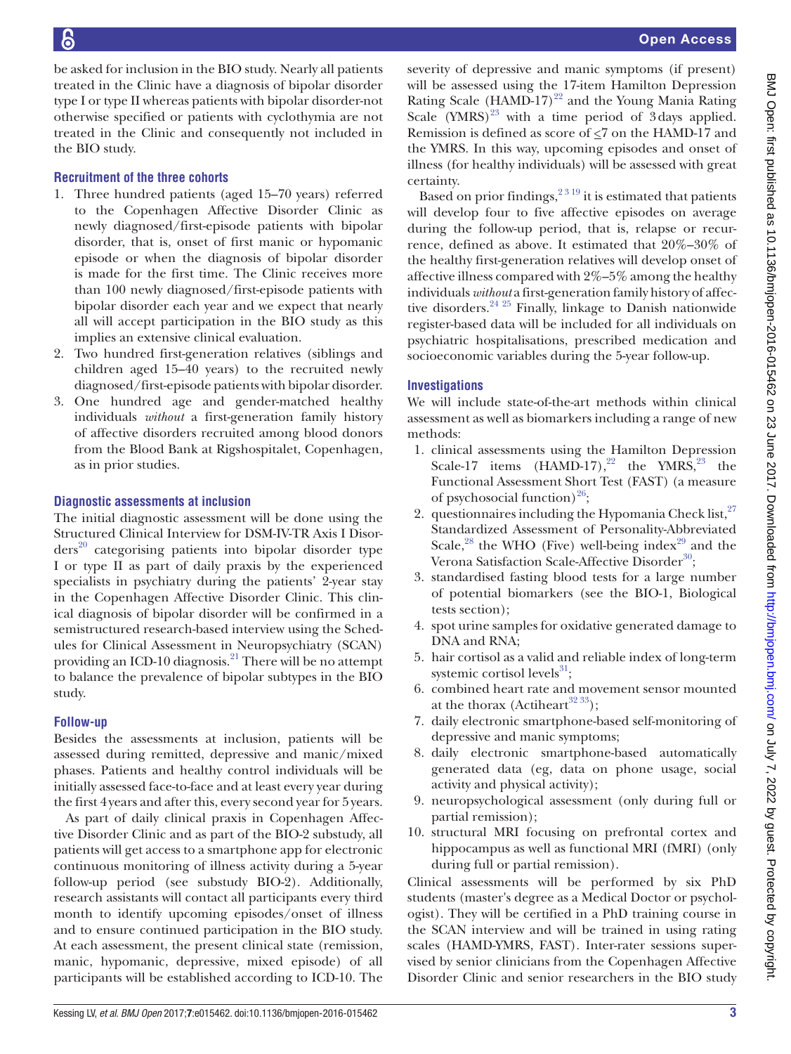be asked for inclusion in the BIO study. Nearly all patients treated in the Clinic have a diagnosis of bipolar disorder type I or type II whereas patients with bipolar disorder-not otherwise specified or patients with cyclothymia are not treated in the Clinic and consequently not included in the BIO study.

### Recruitment of the three cohorts

1. Three hundred patients (aged 15–70 years) referred to the Copenhagen Affective Disorder Clinic as newly diagnosed/first-episode patients with bipolar disorder, that is, onset of first manic or hypomanic episode or when the diagnosis of bipolar disorder is made for the first time. The Clinic receives more than 100 newly diagnosed/first-episode patients with bipolar disorder each year and we expect that nearly all will accept participation in the BIO study as this implies an extensive clinical evaluation.
2. Two hundred first-generation relatives (siblings and children aged 15–40 years) to the recruited newly diagnosed/first-episode patients with bipolar disorder.
3. One hundred age and gender-matched healthy individuals *without* a first-generation family history of affective disorders recruited among blood donors from the Blood Bank at Rigshospitalet, Copenhagen, as in prior studies.

### Diagnostic assessments at inclusion

The initial diagnostic assessment will be done using the Structured Clinical Interview for DSM-IV-TR Axis I Disorders[20] categorising patients into bipolar disorder type I or type II as part of daily praxis by the experienced specialists in psychiatry during the patients' 2-year stay in the Copenhagen Affective Disorder Clinic. This clinical diagnosis of bipolar disorder will be confirmed in a semistructured research-based interview using the Schedules for Clinical Assessment in Neuropsychiatry (SCAN) providing an ICD-10 diagnosis.[21] There will be no attempt to balance the prevalence of bipolar subtypes in the BIO study.

### Follow-up

Besides the assessments at inclusion, patients will be assessed during remitted, depressive and manic/mixed phases. Patients and healthy control individuals will be initially assessed face-to-face and at least every year during the first 4 years and after this, every second year for 5 years.

As part of daily clinical praxis in Copenhagen Affective Disorder Clinic and as part of the BIO-2 substudy, all patients will get access to a smartphone app for electronic continuous monitoring of illness activity during a 5-year follow-up period (see substudy BIO-2). Additionally, research assistants will contact all participants every third month to identify upcoming episodes/onset of illness and to ensure continued participation in the BIO study. At each assessment, the present clinical state (remission, manic, hypomanic, depressive, mixed episode) of all participants will be established according to ICD-10. The severity of depressive and manic symptoms (if present) will be assessed using the 17-item Hamilton Depression Rating Scale (HAMD-17)[22] and the Young Mania Rating Scale (YMRS)[23] with a time period of 3 days applied. Remission is defined as score of ≤7 on the HAMD-17 and the YMRS. In this way, upcoming episodes and onset of illness (for healthy individuals) will be assessed with great certainty.

Based on prior findings,[2 3 19] it is estimated that patients will develop four to five affective episodes on average during the follow-up period, that is, relapse or recurrence, defined as above. It estimated that 20%–30% of the healthy first-generation relatives will develop onset of affective illness compared with 2%–5% among the healthy individuals *without* a first-generation family history of affective disorders.[24 25] Finally, linkage to Danish nationwide register-based data will be included for all individuals on psychiatric hospitalisations, prescribed medication and socioeconomic variables during the 5-year follow-up.

### Investigations

We will include state-of-the-art methods within clinical assessment as well as biomarkers including a range of new methods:

1. clinical assessments using the Hamilton Depression Scale-17 items (HAMD-17),[22] the YMRS,[23] the Functional Assessment Short Test (FAST) (a measure of psychosocial function)[26];
2. questionnaires including the Hypomania Check list,[27] Standardized Assessment of Personality-Abbreviated Scale,[28] the WHO (Five) well-being index[29] and the Verona Satisfaction Scale-Affective Disorder[30];
3. standardised fasting blood tests for a large number of potential biomarkers (see the BIO-1, Biological tests section);
4. spot urine samples for oxidative generated damage to DNA and RNA;
5. hair cortisol as a valid and reliable index of long-term systemic cortisol levels[31];
6. combined heart rate and movement sensor mounted at the thorax (Actiheart[32 33]);
7. daily electronic smartphone-based self-monitoring of depressive and manic symptoms;
8. daily electronic smartphone-based automatically generated data (eg, data on phone usage, social activity and physical activity);
9. neuropsychological assessment (only during full or partial remission);
10. structural MRI focusing on prefrontal cortex and hippocampus as well as functional MRI (fMRI) (only during full or partial remission).

Clinical assessments will be performed by six PhD students (master's degree as a Medical Doctor or psychologist). They will be certified in a PhD training course in the SCAN interview and will be trained in using rating scales (HAMD-YMRS, FAST). Inter-rater sessions supervised by senior clinicians from the Copenhagen Affective Disorder Clinic and senior researchers in the BIO study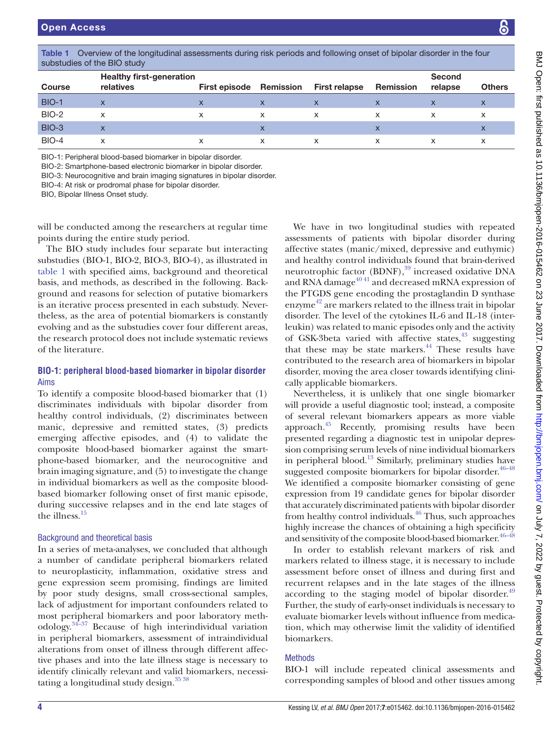**Table 1** Overview of the longitudinal assessments during risk periods and following onset of bipolar disorder in the four substudies of the BIO study

| Course | Healthy first-generation relatives | First episode | Remission | First relapse | Remission | Second relapse | Others |
|---|---|---|---|---|---|---|---|
| BIO-1 | x | x | x | x | x | x | x |
| BIO-2 | x | x | x | x | x | x | x |
| BIO-3 | x | | x | | x | | x |
| BIO-4 | x | x | x | x | x | x | x |

BIO-1: Peripheral blood-based biomarker in bipolar disorder.
BIO-2: Smartphone-based electronic biomarker in bipolar disorder.
BIO-3: Neurocognitive and brain imaging signatures in bipolar disorder.
BIO-4: At risk or prodromal phase for bipolar disorder.
BIO, Bipolar Illness Onset study.

will be conducted among the researchers at regular time points during the entire study period.

The BIO study includes four separate but interacting substudies (BIO-1, BIO-2, BIO-3, BIO-4), as illustrated in table 1 with specified aims, background and theoretical basis, and methods, as described in the following. Background and reasons for selection of putative biomarkers is an iterative process presented in each substudy. Nevertheless, as the area of potential biomarkers is constantly evolving and as the substudies cover four different areas, the research protocol does not include systematic reviews of the literature.

## BIO-1: peripheral blood-based biomarker in bipolar disorder

### Aims

To identify a composite blood-based biomarker that (1) discriminates individuals with bipolar disorder from healthy control individuals, (2) discriminates between manic, depressive and remitted states, (3) predicts emerging affective episodes, and (4) to validate the composite blood-based biomarker against the smartphone-based biomarker, and the neurocognitive and brain imaging signature, and (5) to investigate the change in individual biomarkers as well as the composite blood-based biomarker following onset of first manic episode, during successive relapses and in the end late stages of the illness.[15]

### Background and theoretical basis

In a series of meta-analyses, we concluded that although a number of candidate peripheral biomarkers related to neuroplasticity, inflammation, oxidative stress and gene expression seem promising, findings are limited by poor study designs, small cross-sectional samples, lack of adjustment for important confounders related to most peripheral biomarkers and poor laboratory methodology.[34–37] Because of high interindividual variation in peripheral biomarkers, assessment of intraindividual alterations from onset of illness through different affective phases and into the late illness stage is necessary to identify clinically relevant and valid biomarkers, necessitating a longitudinal study design.[35 38]

We have in two longitudinal studies with repeated assessments of patients with bipolar disorder during affective states (manic/mixed, depressive and euthymic) and healthy control individuals found that brain-derived neurotrophic factor (BDNF),[39] increased oxidative DNA and RNA damage[40 41] and decreased mRNA expression of the PTGDS gene encoding the prostaglandin D synthase enzyme[42] are markers related to the illness trait in bipolar disorder. The level of the cytokines IL-6 and IL-18 (interleukin) was related to manic episodes only and the activity of GSK-3beta varied with affective states,[43] suggesting that these may be state markers.[44] These results have contributed to the research area of biomarkers in bipolar disorder, moving the area closer towards identifying clinically applicable biomarkers.

Nevertheless, it is unlikely that one single biomarker will provide a useful diagnostic tool; instead, a composite of several relevant biomarkers appears as more viable approach.[45] Recently, promising results have been presented regarding a diagnostic test in unipolar depression comprising serum levels of nine individual biomarkers in peripheral blood.[13] Similarly, preliminary studies have suggested composite biomarkers for bipolar disorder.[46–48] We identified a composite biomarker consisting of gene expression from 19 candidate genes for bipolar disorder that accurately discriminated patients with bipolar disorder from healthy control individuals.[46] Thus, such approaches highly increase the chances of obtaining a high specificity and sensitivity of the composite blood-based biomarker.[46–48]

In order to establish relevant markers of risk and markers related to illness stage, it is necessary to include assessment before onset of illness and during first and recurrent relapses and in the late stages of the illness according to the staging model of bipolar disorder.[49] Further, the study of early-onset individuals is necessary to evaluate biomarker levels without influence from medication, which may otherwise limit the validity of identified biomarkers.

### Methods

BIO-1 will include repeated clinical assessments and corresponding samples of blood and other tissues among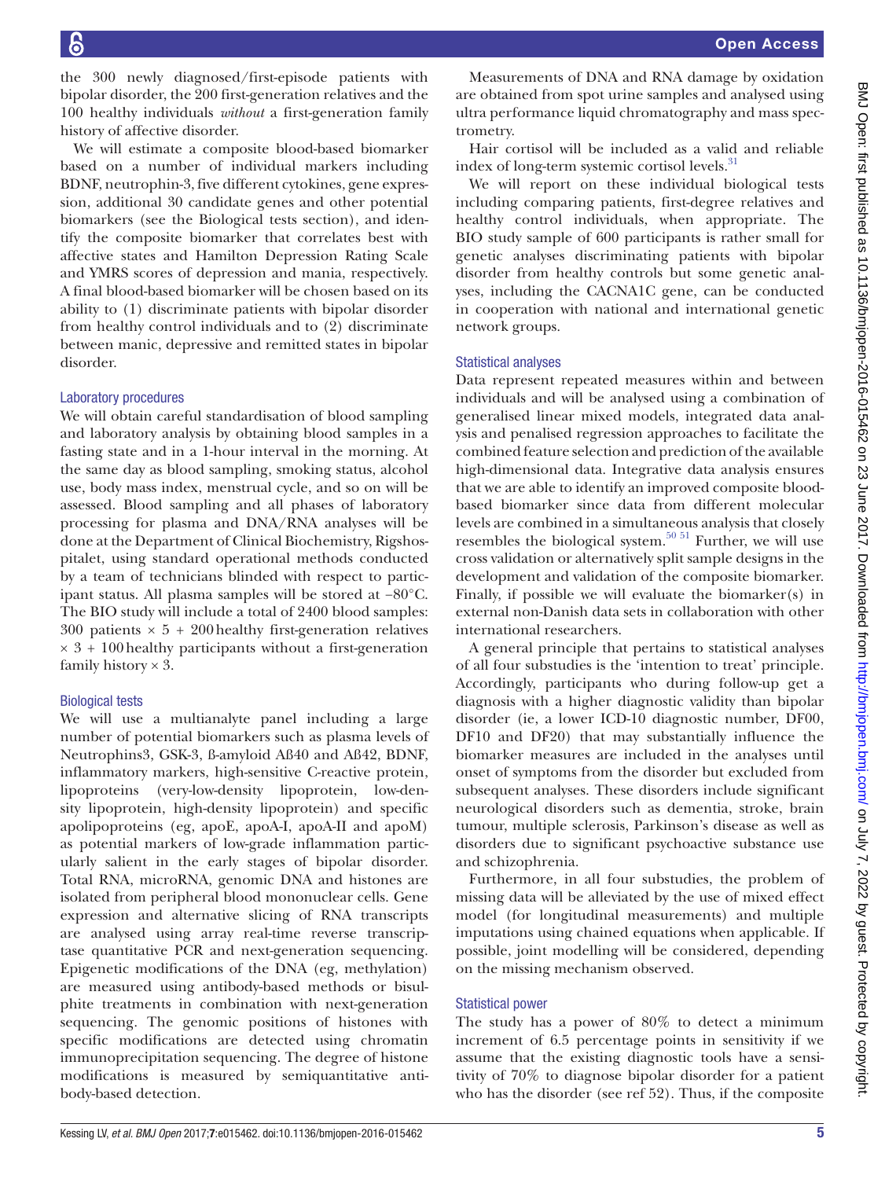the 300 newly diagnosed/first-episode patients with bipolar disorder, the 200 first-generation relatives and the 100 healthy individuals *without* a first-generation family history of affective disorder.

We will estimate a composite blood-based biomarker based on a number of individual markers including BDNF, neutrophin-3, five different cytokines, gene expression, additional 30 candidate genes and other potential biomarkers (see the Biological tests section), and identify the composite biomarker that correlates best with affective states and Hamilton Depression Rating Scale and YMRS scores of depression and mania, respectively. A final blood-based biomarker will be chosen based on its ability to (1) discriminate patients with bipolar disorder from healthy control individuals and to (2) discriminate between manic, depressive and remitted states in bipolar disorder.

### Laboratory procedures

We will obtain careful standardisation of blood sampling and laboratory analysis by obtaining blood samples in a fasting state and in a 1-hour interval in the morning. At the same day as blood sampling, smoking status, alcohol use, body mass index, menstrual cycle, and so on will be assessed. Blood sampling and all phases of laboratory processing for plasma and DNA/RNA analyses will be done at the Department of Clinical Biochemistry, Rigshospitalet, using standard operational methods conducted by a team of technicians blinded with respect to participant status. All plasma samples will be stored at −80°C. The BIO study will include a total of 2400 blood samples: 300 patients × 5 + 200 healthy first-generation relatives × 3 + 100 healthy participants without a first-generation family history × 3.

### Biological tests

We will use a multianalyte panel including a large number of potential biomarkers such as plasma levels of Neutrophins3, GSK-3, ß-amyloid Aß40 and Aß42, BDNF, inflammatory markers, high-sensitive C-reactive protein, lipoproteins (very-low-density lipoprotein, low-density lipoprotein, high-density lipoprotein) and specific apolipoproteins (eg, apoE, apoA-I, apoA-II and apoM) as potential markers of low-grade inflammation particularly salient in the early stages of bipolar disorder. Total RNA, microRNA, genomic DNA and histones are isolated from peripheral blood mononuclear cells. Gene expression and alternative slicing of RNA transcripts are analysed using array real-time reverse transcriptase quantitative PCR and next-generation sequencing. Epigenetic modifications of the DNA (eg, methylation) are measured using antibody-based methods or bisulphite treatments in combination with next-generation sequencing. The genomic positions of histones with specific modifications are detected using chromatin immunoprecipitation sequencing. The degree of histone modifications is measured by semiquantitative antibody-based detection.

Measurements of DNA and RNA damage by oxidation are obtained from spot urine samples and analysed using ultra performance liquid chromatography and mass spectrometry.

Hair cortisol will be included as a valid and reliable index of long-term systemic cortisol levels.[31]

We will report on these individual biological tests including comparing patients, first-degree relatives and healthy control individuals, when appropriate. The BIO study sample of 600 participants is rather small for genetic analyses discriminating patients with bipolar disorder from healthy controls but some genetic analyses, including the CACNA1C gene, can be conducted in cooperation with national and international genetic network groups.

### Statistical analyses

Data represent repeated measures within and between individuals and will be analysed using a combination of generalised linear mixed models, integrated data analysis and penalised regression approaches to facilitate the combined feature selection and prediction of the available high-dimensional data. Integrative data analysis ensures that we are able to identify an improved composite blood-based biomarker since data from different molecular levels are combined in a simultaneous analysis that closely resembles the biological system.[50 51] Further, we will use cross validation or alternatively split sample designs in the development and validation of the composite biomarker. Finally, if possible we will evaluate the biomarker(s) in external non-Danish data sets in collaboration with other international researchers.

A general principle that pertains to statistical analyses of all four substudies is the 'intention to treat' principle. Accordingly, participants who during follow-up get a diagnosis with a higher diagnostic validity than bipolar disorder (ie, a lower ICD-10 diagnostic number, DF00, DF10 and DF20) that may substantially influence the biomarker measures are included in the analyses until onset of symptoms from the disorder but excluded from subsequent analyses. These disorders include significant neurological disorders such as dementia, stroke, brain tumour, multiple sclerosis, Parkinson's disease as well as disorders due to significant psychoactive substance use and schizophrenia.

Furthermore, in all four substudies, the problem of missing data will be alleviated by the use of mixed effect model (for longitudinal measurements) and multiple imputations using chained equations when applicable. If possible, joint modelling will be considered, depending on the missing mechanism observed.

### Statistical power

The study has a power of 80% to detect a minimum increment of 6.5 percentage points in sensitivity if we assume that the existing diagnostic tools have a sensitivity of 70% to diagnose bipolar disorder for a patient who has the disorder (see ref 52). Thus, if the composite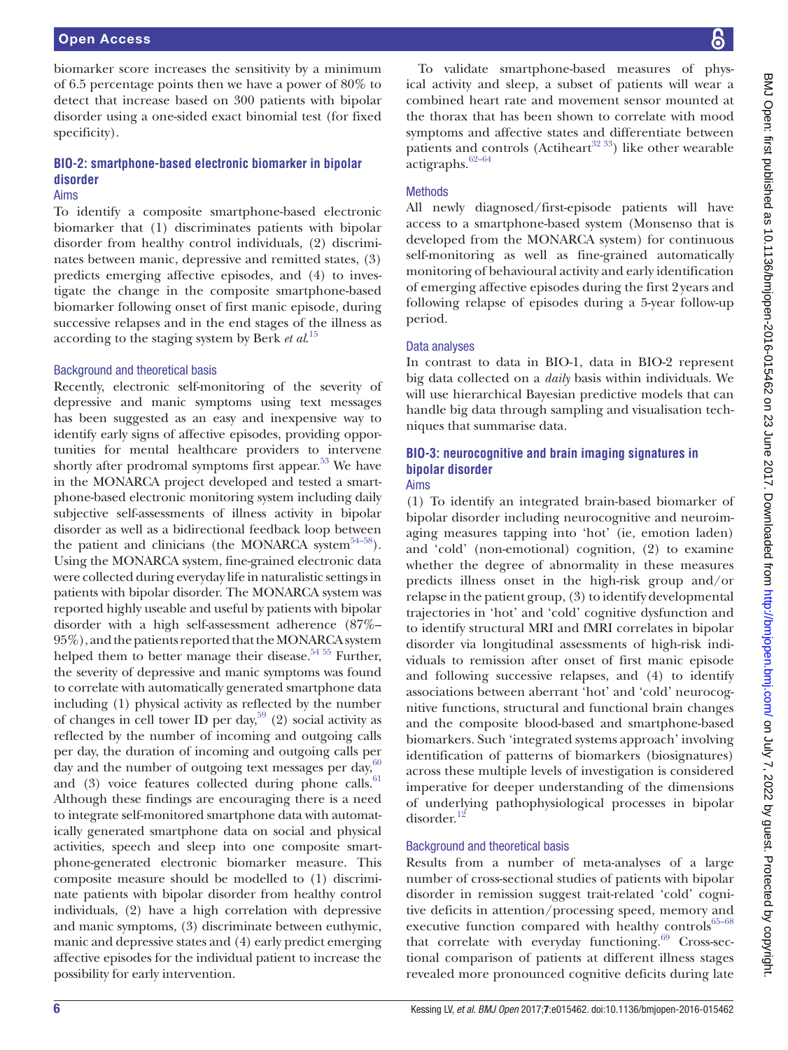biomarker score increases the sensitivity by a minimum of 6.5 percentage points then we have a power of 80% to detect that increase based on 300 patients with bipolar disorder using a one-sided exact binomial test (for fixed specificity).

## BIO-2: smartphone-based electronic biomarker in bipolar disorder

### Aims

To identify a composite smartphone-based electronic biomarker that (1) discriminates patients with bipolar disorder from healthy control individuals, (2) discriminates between manic, depressive and remitted states, (3) predicts emerging affective episodes, and (4) to investigate the change in the composite smartphone-based biomarker following onset of first manic episode, during successive relapses and in the end stages of the illness as according to the staging system by Berk *et al*.[15]

### Background and theoretical basis

Recently, electronic self-monitoring of the severity of depressive and manic symptoms using text messages has been suggested as an easy and inexpensive way to identify early signs of affective episodes, providing opportunities for mental healthcare providers to intervene shortly after prodromal symptoms first appear.[53] We have in the MONARCA project developed and tested a smartphone-based electronic monitoring system including daily subjective self-assessments of illness activity in bipolar disorder as well as a bidirectional feedback loop between the patient and clinicians (the MONARCA system[54–58]). Using the MONARCA system, fine-grained electronic data were collected during everyday life in naturalistic settings in patients with bipolar disorder. The MONARCA system was reported highly useable and useful by patients with bipolar disorder with a high self-assessment adherence (87%–95%), and the patients reported that the MONARCA system helped them to better manage their disease.[54 55] Further, the severity of depressive and manic symptoms was found to correlate with automatically generated smartphone data including (1) physical activity as reflected by the number of changes in cell tower ID per day,[59] (2) social activity as reflected by the number of incoming and outgoing calls per day, the duration of incoming and outgoing calls per day and the number of outgoing text messages per day,[60] and (3) voice features collected during phone calls.[61] Although these findings are encouraging there is a need to integrate self-monitored smartphone data with automatically generated smartphone data on social and physical activities, speech and sleep into one composite smartphone-generated electronic biomarker measure. This composite measure should be modelled to (1) discriminate patients with bipolar disorder from healthy control individuals, (2) have a high correlation with depressive and manic symptoms, (3) discriminate between euthymic, manic and depressive states and (4) early predict emerging affective episodes for the individual patient to increase the possibility for early intervention.

To validate smartphone-based measures of physical activity and sleep, a subset of patients will wear a combined heart rate and movement sensor mounted at the thorax that has been shown to correlate with mood symptoms and affective states and differentiate between patients and controls (Actiheart[32 33]) like other wearable actigraphs.[62–64]

### Methods

All newly diagnosed/first-episode patients will have access to a smartphone-based system (Monsenso that is developed from the MONARCA system) for continuous self-monitoring as well as fine-grained automatically monitoring of behavioural activity and early identification of emerging affective episodes during the first 2 years and following relapse of episodes during a 5-year follow-up period.

### Data analyses

In contrast to data in BIO-1, data in BIO-2 represent big data collected on a *daily* basis within individuals. We will use hierarchical Bayesian predictive models that can handle big data through sampling and visualisation techniques that summarise data.

## BIO-3: neurocognitive and brain imaging signatures in bipolar disorder

### Aims

(1) To identify an integrated brain-based biomarker of bipolar disorder including neurocognitive and neuroimaging measures tapping into 'hot' (ie, emotion laden) and 'cold' (non-emotional) cognition, (2) to examine whether the degree of abnormality in these measures predicts illness onset in the high-risk group and/or relapse in the patient group, (3) to identify developmental trajectories in 'hot' and 'cold' cognitive dysfunction and to identify structural MRI and fMRI correlates in bipolar disorder via longitudinal assessments of high-risk individuals to remission after onset of first manic episode and following successive relapses, and (4) to identify associations between aberrant 'hot' and 'cold' neurocognitive functions, structural and functional brain changes and the composite blood-based and smartphone-based biomarkers. Such 'integrated systems approach' involving identification of patterns of biomarkers (biosignatures) across these multiple levels of investigation is considered imperative for deeper understanding of the dimensions of underlying pathophysiological processes in bipolar disorder.[12]

### Background and theoretical basis

Results from a number of meta-analyses of a large number of cross-sectional studies of patients with bipolar disorder in remission suggest trait-related 'cold' cognitive deficits in attention/processing speed, memory and executive function compared with healthy controls[65–68] that correlate with everyday functioning.[69] Cross-sectional comparison of patients at different illness stages revealed more pronounced cognitive deficits during late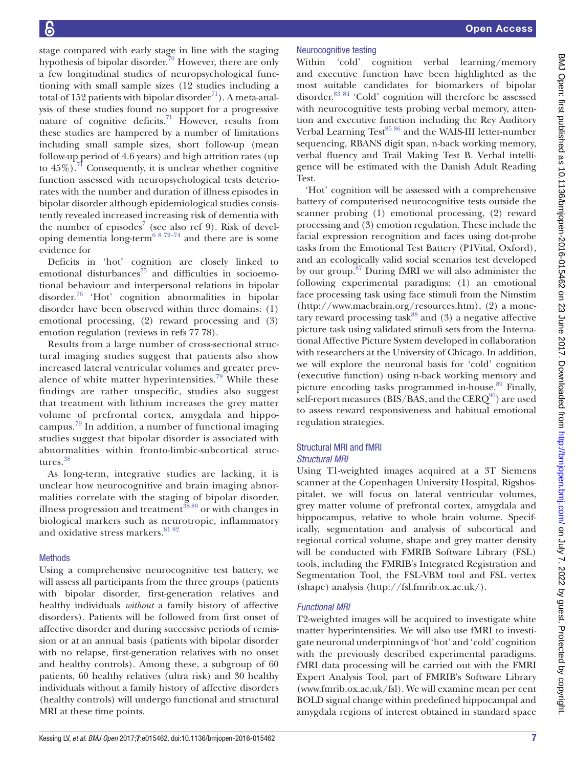stage compared with early stage in line with the staging hypothesis of bipolar disorder.[70] However, there are only a few longitudinal studies of neuropsychological functioning with small sample sizes (12 studies including a total of 152 patients with bipolar disorder[71]). A meta-analysis of these studies found no support for a progressive nature of cognitive deficits.[71] However, results from these studies are hampered by a number of limitations including small sample sizes, short follow-up (mean follow-up period of 4.6 years) and high attrition rates (up to 45%).[71] Consequently, it is unclear whether cognitive function assessed with neuropsychological tests deteriorates with the number and duration of illness episodes in bipolar disorder although epidemiological studies consistently revealed increased increasing risk of dementia with the number of episodes[7] (see also ref 9). Risk of developing dementia long-term[6 8 72–74] and there are is some evidence for

Deficits in 'hot' cognition are closely linked to emotional disturbances[75] and difficulties in socioemotional behaviour and interpersonal relations in bipolar disorder.[76] 'Hot' cognition abnormalities in bipolar disorder have been observed within three domains: (1) emotional processing, (2) reward processing and (3) emotion regulation (reviews in refs 77 78).

Results from a large number of cross-sectional structural imaging studies suggest that patients also show increased lateral ventricular volumes and greater prevalence of white matter hyperintensities.[79] While these findings are rather unspecific, studies also suggest that treatment with lithium increases the grey matter volume of prefrontal cortex, amygdala and hippocampus.[79] In addition, a number of functional imaging studies suggest that bipolar disorder is associated with abnormalities within fronto-limbic-subcortical structures.[38]

As long-term, integrative studies are lacking, it is unclear how neurocognitive and brain imaging abnormalities correlate with the staging of bipolar disorder, illness progression and treatment[38 80] or with changes in biological markers such as neurotropic, inflammatory and oxidative stress markers.[81 82]

### Methods

Using a comprehensive neurocognitive test battery, we will assess all participants from the three groups (patients with bipolar disorder, first-generation relatives and healthy individuals *without* a family history of affective disorders). Patients will be followed from first onset of affective disorder and during successive periods of remission or at an annual basis (patients with bipolar disorder with no relapse, first-generation relatives with no onset and healthy controls). Among these, a subgroup of 60 patients, 60 healthy relatives (ultra risk) and 30 healthy individuals without a family history of affective disorders (healthy controls) will undergo functional and structural MRI at these time points.

### Neurocognitive testing

Within 'cold' cognition verbal learning/memory and executive function have been highlighted as the most suitable candidates for biomarkers of bipolar disorder.[83 84] 'Cold' cognition will therefore be assessed with neurocognitive tests probing verbal memory, attention and executive function including the Rey Auditory Verbal Learning Test[85 86] and the WAIS-III letter-number sequencing, RBANS digit span, n-back working memory, verbal fluency and Trail Making Test B. Verbal intelligence will be estimated with the Danish Adult Reading Test.

'Hot' cognition will be assessed with a comprehensive battery of computerised neurocognitive tests outside the scanner probing (1) emotional processing, (2) reward processing and (3) emotion regulation. These include the facial expression recognition and faces using dot-probe tasks from the Emotional Test Battery (P1Vital, Oxford), and an ecologically valid social scenarios test developed by our group.[87] During fMRI we will also administer the following experimental paradigms: (1) an emotional face processing task using face stimuli from the Nimstim (http://www.macbrain.org/resources.htm), (2) a monetary reward processing task[88] and (3) a negative affective picture task using validated stimuli sets from the International Affective Picture System developed in collaboration with researchers at the University of Chicago. In addition, we will explore the neuronal basis for 'cold' cognition (executive function) using n-back working memory and picture encoding tasks programmed in-house.[89] Finally, self-report measures (BIS/BAS, and the CERQ[90]) are used to assess reward responsiveness and habitual emotional regulation strategies.

### Structural MRI and fMRI

#### *Structural MRI*

Using T1-weighted images acquired at a 3T Siemens scanner at the Copenhagen University Hospital, Rigshospitalet, we will focus on lateral ventricular volumes, grey matter volume of prefrontal cortex, amygdala and hippocampus, relative to whole brain volume. Specifically, segmentation and analysis of subcortical and regional cortical volume, shape and grey matter density will be conducted with FMRIB Software Library (FSL) tools, including the FMRIB's Integrated Registration and Segmentation Tool, the FSL-VBM tool and FSL vertex (shape) analysis (http://fsl.fmrib.ox.ac.uk/).

#### *Functional MRI*

T2-weighted images will be acquired to investigate white matter hyperintensities. We will also use fMRI to investigate neuronal underpinnings of 'hot' and 'cold' cognition with the previously described experimental paradigms. fMRI data processing will be carried out with the FMRI Expert Analysis Tool, part of FMRIB's Software Library (www.fmrib.ox.ac.uk/fsl). We will examine mean per cent BOLD signal change within predefined hippocampal and amygdala regions of interest obtained in standard space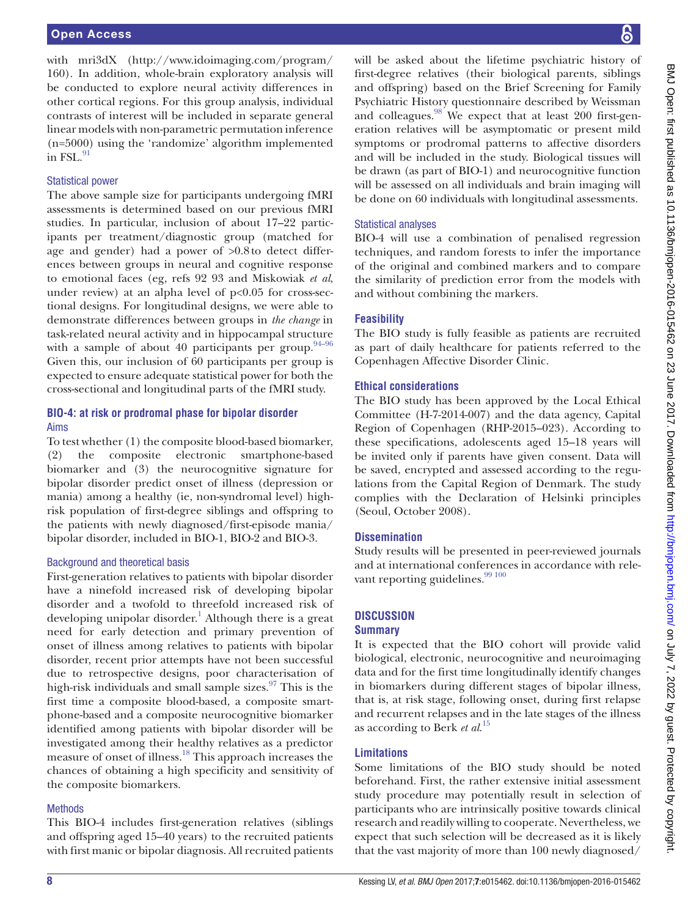with mri3dX (http://www.idoimaging.com/program/160). In addition, whole-brain exploratory analysis will be conducted to explore neural activity differences in other cortical regions. For this group analysis, individual contrasts of interest will be included in separate general linear models with non-parametric permutation inference (n=5000) using the 'randomize' algorithm implemented in FSL.[91]

### Statistical power

The above sample size for participants undergoing fMRI assessments is determined based on our previous fMRI studies. In particular, inclusion of about 17–22 participants per treatment/diagnostic group (matched for age and gender) had a power of >0.8 to detect differences between groups in neural and cognitive response to emotional faces (eg, refs 92 93 and Miskowiak *et al*, under review) at an alpha level of $p<0.05$ for cross-sectional designs. For longitudinal designs, we were able to demonstrate differences between groups in *the change* in task-related neural activity and in hippocampal structure with a sample of about 40 participants per group.[94–96] Given this, our inclusion of 60 participants per group is expected to ensure adequate statistical power for both the cross-sectional and longitudinal parts of the fMRI study.

## BIO-4: at risk or prodromal phase for bipolar disorder

### Aims

To test whether (1) the composite blood-based biomarker, (2) the composite electronic smartphone-based biomarker and (3) the neurocognitive signature for bipolar disorder predict onset of illness (depression or mania) among a healthy (ie, non-syndromal level) high-risk population of first-degree siblings and offspring to the patients with newly diagnosed/first-episode mania/bipolar disorder, included in BIO-1, BIO-2 and BIO-3.

### Background and theoretical basis

First-generation relatives to patients with bipolar disorder have a ninefold increased risk of developing bipolar disorder and a twofold to threefold increased risk of developing unipolar disorder.[1] Although there is a great need for early detection and primary prevention of onset of illness among relatives to patients with bipolar disorder, recent prior attempts have not been successful due to retrospective designs, poor characterisation of high-risk individuals and small sample sizes.[97] This is the first time a composite blood-based, a composite smartphone-based and a composite neurocognitive biomarker identified among patients with bipolar disorder will be investigated among their healthy relatives as a predictor measure of onset of illness.[18] This approach increases the chances of obtaining a high specificity and sensitivity of the composite biomarkers.

### Methods

This BIO-4 includes first-generation relatives (siblings and offspring aged 15–40 years) to the recruited patients with first manic or bipolar diagnosis. All recruited patients will be asked about the lifetime psychiatric history of first-degree relatives (their biological parents, siblings and offspring) based on the Brief Screening for Family Psychiatric History questionnaire described by Weissman and colleagues.[98] We expect that at least 200 first-generation relatives will be asymptomatic or present mild symptoms or prodromal patterns to affective disorders and will be included in the study. Biological tissues will be drawn (as part of BIO-1) and neurocognitive function will be assessed on all individuals and brain imaging will be done on 60 individuals with longitudinal assessments.

### Statistical analyses

BIO-4 will use a combination of penalised regression techniques, and random forests to infer the importance of the original and combined markers and to compare the similarity of prediction error from the models with and without combining the markers.

### Feasibility

The BIO study is fully feasible as patients are recruited as part of daily healthcare for patients referred to the Copenhagen Affective Disorder Clinic.

### Ethical considerations

The BIO study has been approved by the Local Ethical Committee (H-7-2014-007) and the data agency, Capital Region of Copenhagen (RHP-2015–023). According to these specifications, adolescents aged 15–18 years will be invited only if parents have given consent. Data will be saved, encrypted and assessed according to the regulations from the Capital Region of Denmark. The study complies with the Declaration of Helsinki principles (Seoul, October 2008).

### Dissemination

Study results will be presented in peer-reviewed journals and at international conferences in accordance with relevant reporting guidelines.[99 100]

## DISCUSSION

### Summary

It is expected that the BIO cohort will provide valid biological, electronic, neurocognitive and neuroimaging data and for the first time longitudinally identify changes in biomarkers during different stages of bipolar illness, that is, at risk stage, following onset, during first relapse and recurrent relapses and in the late stages of the illness as according to Berk *et al*.[15]

### Limitations

Some limitations of the BIO study should be noted beforehand. First, the rather extensive initial assessment study procedure may potentially result in selection of participants who are intrinsically positive towards clinical research and readily willing to cooperate. Nevertheless, we expect that such selection will be decreased as it is likely that the vast majority of more than 100 newly diagnosed/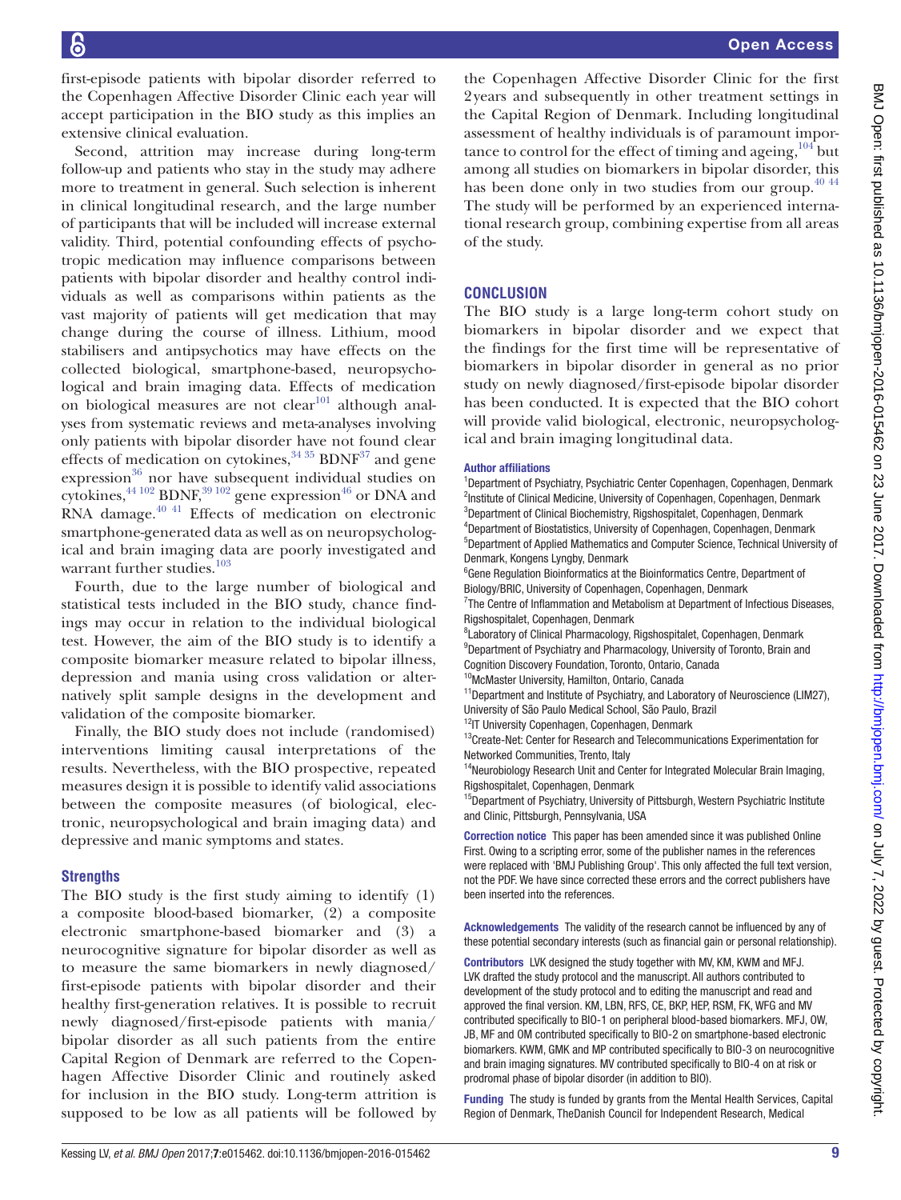first-episode patients with bipolar disorder referred to the Copenhagen Affective Disorder Clinic each year will accept participation in the BIO study as this implies an extensive clinical evaluation.

Second, attrition may increase during long-term follow-up and patients who stay in the study may adhere more to treatment in general. Such selection is inherent in clinical longitudinal research, and the large number of participants that will be included will increase external validity. Third, potential confounding effects of psychotropic medication may influence comparisons between patients with bipolar disorder and healthy control individuals as well as comparisons within patients as the vast majority of patients will get medication that may change during the course of illness. Lithium, mood stabilisers and antipsychotics may have effects on the collected biological, smartphone-based, neuropsychological and brain imaging data. Effects of medication on biological measures are not clear[101] although analyses from systematic reviews and meta-analyses involving only patients with bipolar disorder have not found clear effects of medication on cytokines,[34 35] BDNF[37] and gene expression[36] nor have subsequent individual studies on cytokines,[44 102] BDNF,[39 102] gene expression[46] or DNA and RNA damage.[40 41] Effects of medication on electronic smartphone-generated data as well as on neuropsychological and brain imaging data are poorly investigated and warrant further studies.[103]

Fourth, due to the large number of biological and statistical tests included in the BIO study, chance findings may occur in relation to the individual biological test. However, the aim of the BIO study is to identify a composite biomarker measure related to bipolar illness, depression and mania using cross validation or alternatively split sample designs in the development and validation of the composite biomarker.

Finally, the BIO study does not include (randomised) interventions limiting causal interpretations of the results. Nevertheless, with the BIO prospective, repeated measures design it is possible to identify valid associations between the composite measures (of biological, electronic, neuropsychological and brain imaging data) and depressive and manic symptoms and states.

### Strengths

The BIO study is the first study aiming to identify (1) a composite blood-based biomarker, (2) a composite electronic smartphone-based biomarker and (3) a neurocognitive signature for bipolar disorder as well as to measure the same biomarkers in newly diagnosed/first-episode patients with bipolar disorder and their healthy first-generation relatives. It is possible to recruit newly diagnosed/first-episode patients with mania/bipolar disorder as all such patients from the entire Capital Region of Denmark are referred to the Copenhagen Affective Disorder Clinic and routinely asked for inclusion in the BIO study. Long-term attrition is supposed to be low as all patients will be followed by the Copenhagen Affective Disorder Clinic for the first 2 years and subsequently in other treatment settings in the Capital Region of Denmark. Including longitudinal assessment of healthy individuals is of paramount importance to control for the effect of timing and ageing,[104] but among all studies on biomarkers in bipolar disorder, this has been done only in two studies from our group.[40 44] The study will be performed by an experienced international research group, combining expertise from all areas of the study.

## CONCLUSION

The BIO study is a large long-term cohort study on biomarkers in bipolar disorder and we expect that the findings for the first time will be representative of biomarkers in bipolar disorder in general as no prior study on newly diagnosed/first-episode bipolar disorder has been conducted. It is expected that the BIO cohort will provide valid biological, electronic, neuropsychological and brain imaging longitudinal data.

**Author affiliations**

[1]Department of Psychiatry, Psychiatric Center Copenhagen, Copenhagen, Denmark
[2]Institute of Clinical Medicine, University of Copenhagen, Copenhagen, Denmark
[3]Department of Clinical Biochemistry, Rigshospitalet, Copenhagen, Denmark
[4]Department of Biostatistics, University of Copenhagen, Copenhagen, Denmark
[5]Department of Applied Mathematics and Computer Science, Technical University of Denmark, Kongens Lyngby, Denmark
[6]Gene Regulation Bioinformatics at the Bioinformatics Centre, Department of Biology/BRIC, University of Copenhagen, Copenhagen, Denmark
[7]The Centre of Inflammation and Metabolism at Department of Infectious Diseases, Rigshospitalet, Copenhagen, Denmark
[8]Laboratory of Clinical Pharmacology, Rigshospitalet, Copenhagen, Denmark
[9]Department of Psychiatry and Pharmacology, University of Toronto, Brain and Cognition Discovery Foundation, Toronto, Ontario, Canada
[10]McMaster University, Hamilton, Ontario, Canada
[11]Department and Institute of Psychiatry, and Laboratory of Neuroscience (LIM27), University of São Paulo Medical School, São Paulo, Brazil
[12]IT University Copenhagen, Copenhagen, Denmark
[13]Create-Net: Center for Research and Telecommunications Experimentation for Networked Communities, Trento, Italy
[14]Neurobiology Research Unit and Center for Integrated Molecular Brain Imaging, Rigshospitalet, Copenhagen, Denmark
[15]Department of Psychiatry, University of Pittsburgh, Western Psychiatric Institute and Clinic, Pittsburgh, Pennsylvania, USA

**Correction notice** This paper has been amended since it was published Online First. Owing to a scripting error, some of the publisher names in the references were replaced with 'BMJ Publishing Group'. This only affected the full text version, not the PDF. We have since corrected these errors and the correct publishers have been inserted into the references.

**Acknowledgements** The validity of the research cannot be influenced by any of these potential secondary interests (such as financial gain or personal relationship).

**Contributors** LVK designed the study together with MV, KM, KWM and MFJ. LVK drafted the study protocol and the manuscript. All authors contributed to development of the study protocol and to editing the manuscript and read and approved the final version. KM, LBN, RFS, CE, BKP, HEP, RSM, FK, WFG and MV contributed specifically to BIO-1 on peripheral blood-based biomarkers. MFJ, OW, JB, MF and OM contributed specifically to BIO-2 on smartphone-based electronic biomarkers. KWM, GMK and MP contributed specifically to BIO-3 on neurocognitive and brain imaging signatures. MV contributed specifically to BIO-4 on at risk or prodromal phase of bipolar disorder (in addition to BIO).

**Funding** The study is funded by grants from the Mental Health Services, Capital Region of Denmark, TheDanish Council for Independent Research, Medical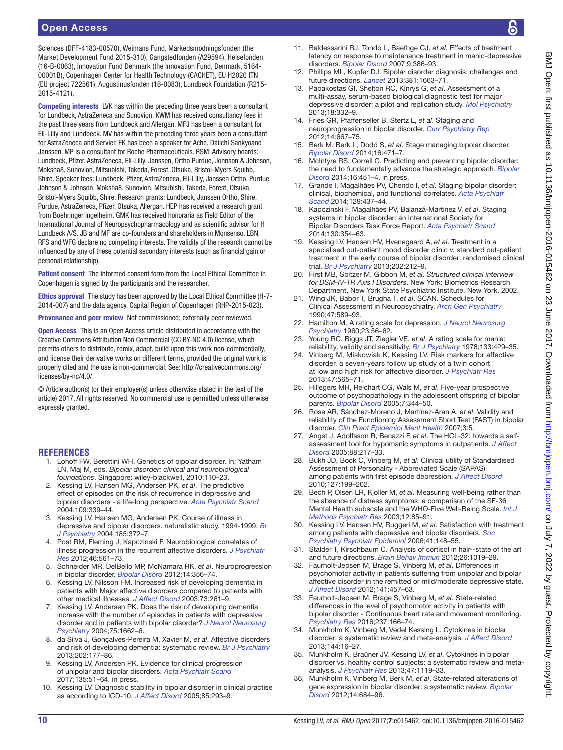Sciences (DFF-4183-00570), Weimans Fund, Markedsmodningsfonden (the Market Development Fund 2015-310), Gangstedfonden (A29594), Helsefonden (16-B-0063), Innovation Fund Denmark (the Innovation Fund, Denmark, 5164-00001B), Copenhagen Center for Health Technology (CACHET), EU H2020 ITN (EU project 722561), Augustinusfonden (16-0083), Lundbeck Foundation (R215-2015-4121).

**Competing interests** LVK has within the preceding three years been a consultant for Lundbeck, AstraZeneca and Sunovion. KWM has received consultancy fees in the past three years from Lundbeck and Allergan. MFJ has been a consultant for Eli-Lilly and Lundbeck. MV has within the preceding three years been a consultant for AstraZeneca and Servier. FK has been a speaker for Ache, Daiichi Sankyoand Janssen. MP is a consultant for Roche Pharmaceuticals. RSM: Advisory boards: Lundbeck, Pfizer, AstraZeneca, Eli-Lilly, Janssen, Ortho Purdue, Johnson & Johnson, Moksha8, Sunovion, Mitsubishi, Takeda, Forest, Otsuka, Bristol-Myers Squibb, Shire. Speaker fees: Lundbeck, Pfizer, AstraZeneca, Eli-Lilly, Janssen Ortho, Purdue, Johnson & Johnson, Moksha8, Sunovion, Mitsubishi, Takeda, Forest, Otsuka, Bristol-Myers Squibb, Shire. Research grants: Lundbeck, Janssen Ortho, Shire, Purdue, AstraZeneca, Pfizer, Otsuka, Allergan. HEP has received a research grant from Boehringer Ingelheim. GMK has received honoraria as Field Editor of the International Journal of Neuropsychopharmacology and as scientific advisor for H Lundbeck A/S. JB and MF are co-founders and shareholders in Monsenso. LBN, RFS and WFG declare no competing interests. The validity of the research cannot be influenced by any of these potential secondary interests (such as financial gain or personal relationship).

**Patient consent** The informed consent form from the Local Ethical Committee in Copenhagen is signed by the participants and the researcher.

**Ethics approval** The study has been approved by the Local Ethical Committee (H-7-2014-007) and the data agency, Capital Region of Copenhagen (RHP-2015-023).

**Provenance and peer review** Not commissioned; externally peer reviewed.

**Open Access** This is an Open Access article distributed in accordance with the Creative Commons Attribution Non Commercial (CC BY-NC 4.0) license, which permits others to distribute, remix, adapt, build upon this work non-commercially, and license their derivative works on different terms, provided the original work is properly cited and the use is non-commercial. See: http://creativecommons.org/licenses/by-nc/4.0/

© Article author(s) (or their employer(s) unless otherwise stated in the text of the article) 2017. All rights reserved. No commercial use is permitted unless otherwise expressly granted.

## REFERENCES

1. Lohoff FW, Berettini WH. Genetics of bipolar disorder. In: Yatham LN, Maj M, eds. *Bipolar disorder: clinical and neurobiological foundations*. Singapore: wiley-blackwell, 2010:110–23.
2. Kessing LV, Hansen MG, Andersen PK, *et al*. The predictive effect of episodes on the risk of recurrence in depressive and bipolar disorders - a life-long perspective. *Acta Psychiatr Scand* 2004;109:339–44.
3. Kessing LV, Hansen MG, Andersen PK. Course of illness in depressive and bipolar disorders. naturalistic study, 1994-1999. *Br J Psychiatry* 2004;185:372–7.
4. Post RM, Fleming J, Kapczinski F. Neurobiological correlates of illness progression in the recurrent affective disorders. *J Psychiatr Res* 2012;46:561–73.
5. Schneider MR, DelBello MP, McNamara RK, *et al*. Neuroprogression in bipolar disorder. *Bipolar Disord* 2012;14:356–74.
6. Kessing LV, Nilsson FM. Increased risk of developing dementia in patients with Major affective disorders compared to patients with other medical illnesses. *J Affect Disord* 2003;73:261–9.
7. Kessing LV, Andersen PK. Does the risk of developing dementia increase with the number of episodes in patients with depressive disorder and in patients with bipolar disorder? *J Neurol Neurosurg Psychiatry* 2004;75:1662–6.
8. da Silva J, Gonçalves-Pereira M, Xavier M, *et al*. Affective disorders and risk of developing dementia: systematic review. *Br J Psychiatry* 2013;202:177–86.
9. Kessing LV, Andersen PK. Evidence for clinical progression of unipolar and bipolar disorders. *Acta Psychiatr Scand* 2017;135:51–64. in press.
10. Kessing LV. Diagnostic stability in bipolar disorder in clinical practise as according to ICD-10. *J Affect Disord* 2005;85:293–9.
11. Baldessarini RJ, Tondo L, Baethge CJ, *et al*. Effects of treatment latency on response to maintenance treatment in manic-depressive disorders. *Bipolar Disord* 2007;9:386–93.
12. Phillips ML, Kupfer DJ. Bipolar disorder diagnosis: challenges and future directions. *Lancet* 2013;381:1663–71.
13. Papakostas GI, Shelton RC, Kinrys G, *et al*. Assessment of a multi-assay, serum-based biological diagnostic test for major depressive disorder: a pilot and replication study. *Mol Psychiatry* 2013;18:332–9.
14. Fries GR, Pfaffenseller B, Stertz L, *et al*. Staging and neuroprogression in bipolar disorder. *Curr Psychiatry Rep* 2012;14:667–75.
15. Berk M, Berk L, Dodd S, *et al*. Stage managing bipolar disorder. *Bipolar Disord* 2014;16:471–7.
16. McIntyre RS, Correll C. Predicting and preventing bipolar disorder: the need to fundamentally advance the strategic approach. *Bipolar Disord* 2014;16:451–4. in press.
17. Grande I, Magalhães PV, Chendo I, *et al*. Staging bipolar disorder: clinical, biochemical, and functional correlates. *Acta Psychiatr Scand* 2014;129:437–44.
18. Kapczinski F, Magalhães PV, Balanzá-Martinez V, *et al*. Staging systems in bipolar disorder: an International Society for Bipolar Disorders Task Force Report. *Acta Psychiatr Scand* 2014;130:354–63.
19. Kessing LV, Hansen HV, Hvenegaard A, *et al*. Treatment in a specialised out-patient mood disorder clinic v. standard out-patient treatment in the early course of bipolar disorder: randomised clinical trial. *Br J Psychiatry* 2013;202:212–9.
20. First MB, Spitzer M, Gibbon M, *et al*. *Structured clinical interview for DSM-IV-TR Axis I Disorders*. New York: Biometrics Research Department, New York State Psychiatric Institute, New York, 2002.
21. Wing JK, Babor T, Brugha T, *et al*. SCAN. Schedules for Clinical Assessment in Neuropsychiatry. *Arch Gen Psychiatry* 1990;47:589–93.
22. Hamilton M. A rating scale for depression. *J Neurol Neurosurg Psychiatry* 1960;23:56–62.
23. Young RC, Biggs JT, Ziegler VE, *et al*. A rating scale for mania: reliability, validity and sensitivity. *Br J Psychiatry* 1978;133:429–35.
24. Vinberg M, Miskowiak K, Kessing LV. Risk markers for affective disorder, a seven-years follow up study of a twin cohort at low and high risk for affective disorder. *J Psychiatr Res* 2013;47:565–71.
25. Hillegers MH, Reichart CG, Wals M, *et al*. Five-year prospective outcome of psychopathology in the adolescent offspring of bipolar parents. *Bipolar Disord* 2005;7:344–50.
26. Rosa AR, Sánchez-Moreno J, Martínez-Aran A, *et al*. Validity and reliability of the Functioning Assessment Short Test (FAST) in bipolar disorder. *Clin Pract Epidemiol Ment Health* 2007;3:5.
27. Angst J, Adolfsson R, Benazzi F, *et al*. The HCL-32: towards a self-assessment tool for hypomanic symptoms in outpatients. *J Affect Disord* 2005;88:217–33.
28. Bukh JD, Bock C, Vinberg M, *et al*. Clinical utility of Standardised Assessment of Personality - Abbreviated Scale (SAPAS) among patients with first episode depression. *J Affect Disord* 2010;127:199–202.
29. Bech P, Olsen LR, Kjoller M, *et al*. Measuring well-being rather than the absence of distress symptoms: a comparison of the SF-36 Mental Health subscale and the WHO-Five Well-Being Scale. *Int J Methods Psychiatr Res* 2003;12:85–91.
30. Kessing LV, Hansen HV, Ruggeri M, *et al*. Satisfaction with treatment among patients with depressive and bipolar disorders. *Soc Psychiatry Psychiatr Epidemiol* 2006;41:148–55.
31. Stalder T, Kirschbaum C. Analysis of cortisol in hair--state of the art and future directions. *Brain Behav Immun* 2012;26:1019–29.
32. Faurholt-Jepsen M, Brage S, Vinberg M, *et al*. Differences in psychomotor activity in patients suffering from unipolar and bipolar affective disorder in the remitted or mild/moderate depressive state. *J Affect Disord* 2012;141:457–63.
33. Faurholt-Jepsen M, Brage S, Vinberg M, *et al*. State-related differences in the level of psychomotor activity in patients with bipolar disorder - Continuous heart rate and movement monitoring. *Psychiatry Res* 2016;237:166–74.
34. Munkholm K, Vinberg M, Vedel Kessing L. Cytokines in bipolar disorder: a systematic review and meta-analysis. *J Affect Disord* 2013;144:16–27.
35. Munkholm K, Braüner JV, Kessing LV, *et al*. Cytokines in bipolar disorder vs. healthy control subjects: a systematic review and meta-analysis. *J Psychiatr Res* 2013;47:1119–33.
36. Munkholm K, Vinberg M, Berk M, *et al*. State-related alterations of gene expression in bipolar disorder: a systematic review. *Bipolar Disord* 2012;14:684–96.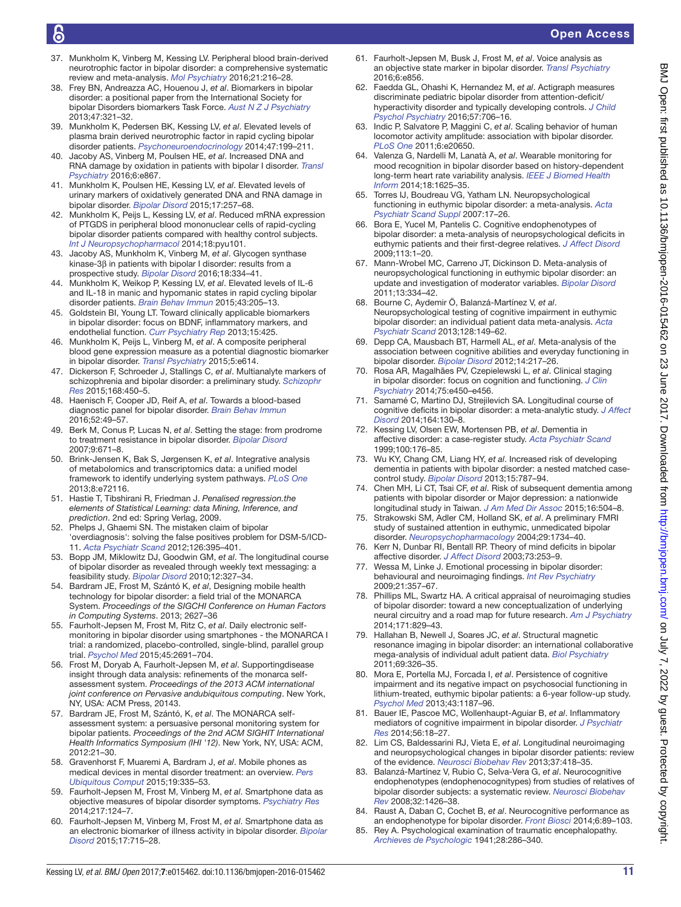37. Munkholm K, Vinberg M, Kessing LV. Peripheral blood brain-derived neurotrophic factor in bipolar disorder: a comprehensive systematic review and meta-analysis. *Mol Psychiatry* 2016;21:216–28.
38. Frey BN, Andreazza AC, Houenou J, *et al*. Biomarkers in bipolar disorder: a positional paper from the International Society for bipolar Disorders biomarkers Task Force. *Aust N Z J Psychiatry* 2013;47:321–32.
39. Munkholm K, Pedersen BK, Kessing LV, *et al*. Elevated levels of plasma brain derived neurotrophic factor in rapid cycling bipolar disorder patients. *Psychoneuroendocrinology* 2014;47:199–211.
40. Jacoby AS, Vinberg M, Poulsen HE, *et al*. Increased DNA and RNA damage by oxidation in patients with bipolar I disorder. *Transl Psychiatry* 2016;6:e867.
41. Munkholm K, Poulsen HE, Kessing LV, *et al*. Elevated levels of urinary markers of oxidatively generated DNA and RNA damage in bipolar disorder. *Bipolar Disord* 2015;17:257–68.
42. Munkholm K, Peijs L, Kessing LV, *et al*. Reduced mRNA expression of PTGDS in peripheral blood mononuclear cells of rapid-cycling bipolar disorder patients compared with healthy control subjects. *Int J Neuropsychopharmacol* 2014;18:pyu101.
43. Jacoby AS, Munkholm K, Vinberg M, *et al*. Glycogen synthase kinase-3β in patients with bipolar I disorder: results from a prospective study. *Bipolar Disord* 2016;18:334–41.
44. Munkholm K, Weikop P, Kessing LV, *et al*. Elevated levels of IL-6 and IL-18 in manic and hypomanic states in rapid cycling bipolar disorder patients. *Brain Behav Immun* 2015;43:205–13.
45. Goldstein BI, Young LT. Toward clinically applicable biomarkers in bipolar disorder: focus on BDNF, inflammatory markers, and endothelial function. *Curr Psychiatry Rep* 2013;15:425.
46. Munkholm K, Peijs L, Vinberg M, *et al*. A composite peripheral blood gene expression measure as a potential diagnostic biomarker in bipolar disorder. *Transl Psychiatry* 2015;5:e614.
47. Dickerson F, Schroeder J, Stallings C, *et al*. Multianalyte markers of schizophrenia and bipolar disorder: a preliminary study. *Schizophr Res* 2015;168:450–5.
48. Haenisch F, Cooper JD, Reif A, *et al*. Towards a blood-based diagnostic panel for bipolar disorder. *Brain Behav Immun* 2016;52:49–57.
49. Berk M, Conus P, Lucas N, *et al*. Setting the stage: from prodrome to treatment resistance in bipolar disorder. *Bipolar Disord* 2007;9:671–8.
50. Brink-Jensen K, Bak S, Jørgensen K, *et al*. Integrative analysis of metabolomics and transcriptomics data: a unified model framework to identify underlying system pathways. *PLoS One* 2013;8:e72116.
51. Hastie T, Tibshirani R, Friedman J. *Penalised regression.the elements of Statistical Learning: data Mining, Inference, and prediction*. 2nd ed: Spring Verlag, 2009.
52. Phelps J, Ghaemi SN. The mistaken claim of bipolar 'overdiagnosis': solving the false positives problem for DSM-5/ICD-11. *Acta Psychiatr Scand* 2012;126:395–401.
53. Bopp JM, Miklowitz DJ, Goodwin GM, *et al*. The longitudinal course of bipolar disorder as revealed through weekly text messaging: a feasibility study. *Bipolar Disord* 2010;12:327–34.
54. Bardram JE, Frost M, Szántó K, *et al*, Designing mobile health technology for bipolar disorder: a field trial of the MONARCA System. *Proceedings of the SIGCHI Conference on Human Factors in Computing Systems*. 2013; 2627–36
55. Faurholt-Jepsen M, Frost M, Ritz C, *et al*. Daily electronic self-monitoring in bipolar disorder using smartphones - the MONARCA I trial: a randomized, placebo-controlled, single-blind, parallel group trial. *Psychol Med* 2015;45:2691–704.
56. Frost M, Doryab A, Faurholt-Jepsen M, *et al*. Supportingdisease insight through data analysis: refinements of the monarca self-assessment system. *Proceedings of the 2013 ACM international joint conference on Pervasive andubiquitous computing*. New York, NY, USA: ACM Press, 20143.
57. Bardram JE, Frost M, Szántó, K, *et al*. The MONARCA self-assessment system: a persuasive personal monitoring system for bipolar patients. *Proceedings of the 2nd ACM SIGHIT International Health Informatics Symposium (IHI '12)*. New York, NY, USA: ACM, 2012:21–30.
58. Gravenhorst F, Muaremi A, Bardram J, *et al*. Mobile phones as medical devices in mental disorder treatment: an overview. *Pers Ubiquitous Comput* 2015;19:335–53.
59. Faurholt-Jepsen M, Frost M, Vinberg M, *et al*. Smartphone data as objective measures of bipolar disorder symptoms. *Psychiatry Res* 2014;217:124–7.
60. Faurholt-Jepsen M, Vinberg M, Frost M, *et al*. Smartphone data as an electronic biomarker of illness activity in bipolar disorder. *Bipolar Disord* 2015;17:715–28.
61. Faurholt-Jepsen M, Busk J, Frost M, *et al*. Voice analysis as an objective state marker in bipolar disorder. *Transl Psychiatry* 2016;6:e856.
62. Faedda GL, Ohashi K, Hernandez M, *et al*. Actigraph measures discriminate pediatric bipolar disorder from attention-deficit/hyperactivity disorder and typically developing controls. *J Child Psychol Psychiatry* 2016;57:706–16.
63. Indic P, Salvatore P, Maggini C, *et al*. Scaling behavior of human locomotor activity amplitude: association with bipolar disorder. *PLoS One* 2011;6:e20650.
64. Valenza G, Nardelli M, Lanatà A, *et al*. Wearable monitoring for mood recognition in bipolar disorder based on history-dependent long-term heart rate variability analysis. *IEEE J Biomed Health Inform* 2014;18:1625–35.
65. Torres IJ, Boudreau VG, Yatham LN. Neuropsychological functioning in euthymic bipolar disorder: a meta-analysis. *Acta Psychiatr Scand Suppl* 2007:17–26.
66. Bora E, Yucel M, Pantelis C. Cognitive endophenotypes of bipolar disorder: a meta-analysis of neuropsychological deficits in euthymic patients and their first-degree relatives. *J Affect Disord* 2009;113:1–20.
67. Mann-Wrobel MC, Carreno JT, Dickinson D. Meta-analysis of neuropsychological functioning in euthymic bipolar disorder: an update and investigation of moderator variables. *Bipolar Disord* 2011;13:334–42.
68. Bourne C, Aydemir Ö, Balanzá-Martínez V, *et al*. Neuropsychological testing of cognitive impairment in euthymic bipolar disorder: an individual patient data meta-analysis. *Acta Psychiatr Scand* 2013;128:149–62.
69. Depp CA, Mausbach BT, Harmell AL, *et al*. Meta-analysis of the association between cognitive abilities and everyday functioning in bipolar disorder. *Bipolar Disord* 2012;14:217–26.
70. Rosa AR, Magalhães PV, Czepielewski L, *et al*. Clinical staging in bipolar disorder: focus on cognition and functioning. *J Clin Psychiatry* 2014;75:e450–e456.
71. Samamé C, Martino DJ, Strejilevich SA. Longitudinal course of cognitive deficits in bipolar disorder: a meta-analytic study. *J Affect Disord* 2014;164:130–8.
72. Kessing LV, Olsen EW, Mortensen PB, *et al*. Dementia in affective disorder: a case-register study. *Acta Psychiatr Scand* 1999;100:176–85.
73. Wu KY, Chang CM, Liang HY, *et al*. Increased risk of developing dementia in patients with bipolar disorder: a nested matched case-control study. *Bipolar Disord* 2013;15:787–94.
74. Chen MH, Li CT, Tsai CF, *et al*. Risk of subsequent dementia among patients with bipolar disorder or Major depression: a nationwide longitudinal study in Taiwan. *J Am Med Dir Assoc* 2015;16:504–8.
75. Strakowski SM, Adler CM, Holland SK, *et al*. A preliminary FMRI study of sustained attention in euthymic, unmedicated bipolar disorder. *Neuropsychopharmacology* 2004;29:1734–40.
76. Kerr N, Dunbar RI, Bentall RP. Theory of mind deficits in bipolar affective disorder. *J Affect Disord* 2003;73:253–9.
77. Wessa M, Linke J. Emotional processing in bipolar disorder: behavioural and neuroimaging findings. *Int Rev Psychiatry* 2009;21:357–67.
78. Phillips ML, Swartz HA. A critical appraisal of neuroimaging studies of bipolar disorder: toward a new conceptualization of underlying neural circuitry and a road map for future research. *Am J Psychiatry* 2014;171:829–43.
79. Hallahan B, Newell J, Soares JC, *et al*. Structural magnetic resonance imaging in bipolar disorder: an international collaborative mega-analysis of individual adult patient data. *Biol Psychiatry* 2011;69:326–35.
80. Mora E, Portella MJ, Forcada I, *et al*. Persistence of cognitive impairment and its negative impact on psychosocial functioning in lithium-treated, euthymic bipolar patients: a 6-year follow-up study. *Psychol Med* 2013;43:1187–96.
81. Bauer IE, Pascoe MC, Wollenhaupt-Aguiar B, *et al*. Inflammatory mediators of cognitive impairment in bipolar disorder. *J Psychiatr Res* 2014;56:18–27.
82. Lim CS, Baldessarini RJ, Vieta E, *et al*. Longitudinal neuroimaging and neuropsychological changes in bipolar disorder patients: review of the evidence. *Neurosci Biobehav Rev* 2013;37:418–35.
83. Balanzá-Martínez V, Rubio C, Selva-Vera G, *et al*. Neurocognitive endophenotypes (endophenocognitypes) from studies of relatives of bipolar disorder subjects: a systematic review. *Neurosci Biobehav Rev* 2008;32:1426–38.
84. Raust A, Daban C, Cochet B, *et al*. Neurocognitive performance as an endophenotype for bipolar disorder. *Front Biosci* 2014;6:89–103.
85. Rey A. Psychological examination of traumatic encephalopathy. *Archieves de Psychologic* 1941;28:286–340.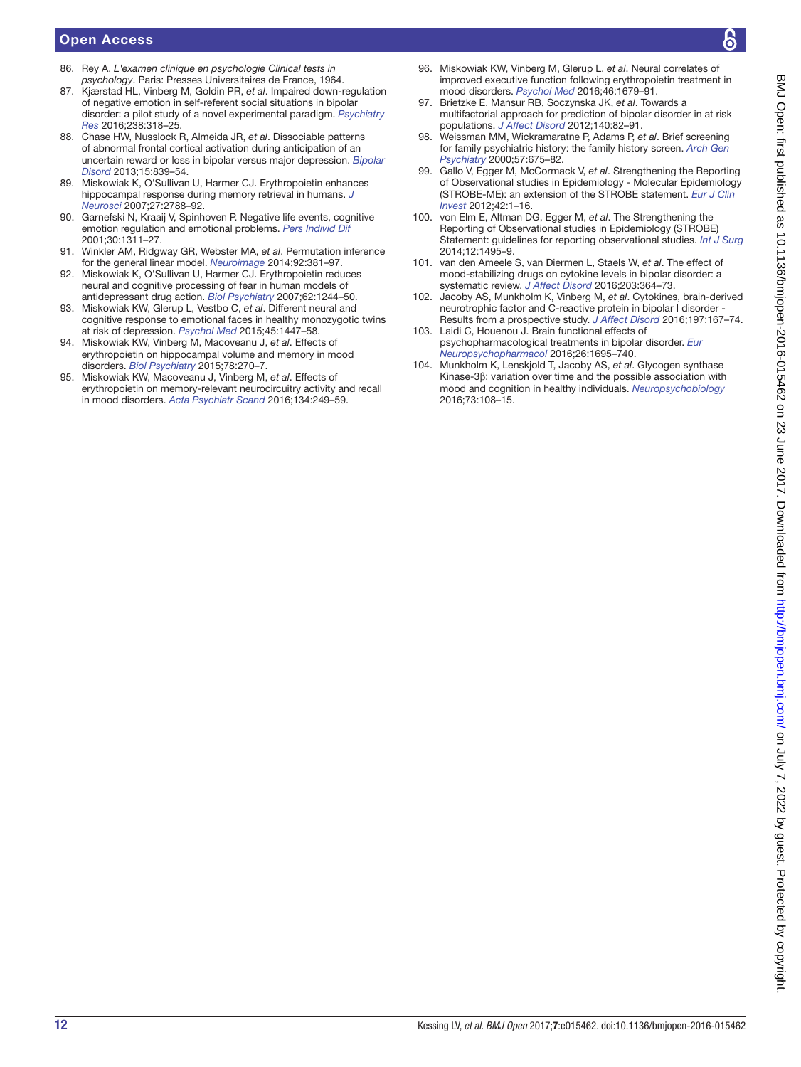86. Rey A. *L'examen clinique en psychologie Clinical tests in psychology*. Paris: Presses Universitaires de France, 1964.
87. Kjærstad HL, Vinberg M, Goldin PR, *et al*. Impaired down-regulation of negative emotion in self-referent social situations in bipolar disorder: a pilot study of a novel experimental paradigm. *Psychiatry Res* 2016;238:318–25.
88. Chase HW, Nusslock R, Almeida JR, *et al*. Dissociable patterns of abnormal frontal cortical activation during anticipation of an uncertain reward or loss in bipolar versus major depression. *Bipolar Disord* 2013;15:839–54.
89. Miskowiak K, O'Sullivan U, Harmer CJ. Erythropoietin enhances hippocampal response during memory retrieval in humans. *J Neurosci* 2007;27:2788–92.
90. Garnefski N, Kraaij V, Spinhoven P. Negative life events, cognitive emotion regulation and emotional problems. *Pers Individ Dif* 2001;30:1311–27.
91. Winkler AM, Ridgway GR, Webster MA, *et al*. Permutation inference for the general linear model. *Neuroimage* 2014;92:381–97.
92. Miskowiak K, O'Sullivan U, Harmer CJ. Erythropoietin reduces neural and cognitive processing of fear in human models of antidepressant drug action. *Biol Psychiatry* 2007;62:1244–50.
93. Miskowiak KW, Glerup L, Vestbo C, *et al*. Different neural and cognitive response to emotional faces in healthy monozygotic twins at risk of depression. *Psychol Med* 2015;45:1447–58.
94. Miskowiak KW, Vinberg M, Macoveanu J, *et al*. Effects of erythropoietin on hippocampal volume and memory in mood disorders. *Biol Psychiatry* 2015;78:270–7.
95. Miskowiak KW, Macoveanu J, Vinberg M, *et al*. Effects of erythropoietin on memory-relevant neurocircuitry activity and recall in mood disorders. *Acta Psychiatr Scand* 2016;134:249–59.
96. Miskowiak KW, Vinberg M, Glerup L, *et al*. Neural correlates of improved executive function following erythropoietin treatment in mood disorders. *Psychol Med* 2016;46:1679–91.
97. Brietzke E, Mansur RB, Soczynska JK, *et al*. Towards a multifactorial approach for prediction of bipolar disorder in at risk populations. *J Affect Disord* 2012;140:82–91.
98. Weissman MM, Wickramaratne P, Adams P, *et al*. Brief screening for family psychiatric history: the family history screen. *Arch Gen Psychiatry* 2000;57:675–82.
99. Gallo V, Egger M, McCormack V, *et al*. Strengthening the Reporting of Observational studies in Epidemiology - Molecular Epidemiology (STROBE-ME): an extension of the STROBE statement. *Eur J Clin Invest* 2012;42:1–16.
100. von Elm E, Altman DG, Egger M, *et al*. The Strengthening the Reporting of Observational studies in Epidemiology (STROBE) Statement: guidelines for reporting observational studies. *Int J Surg* 2014;12:1495–9.
101. van den Ameele S, van Diermen L, Staels W, *et al*. The effect of mood-stabilizing drugs on cytokine levels in bipolar disorder: a systematic review. *J Affect Disord* 2016;203:364–73.
102. Jacoby AS, Munkholm K, Vinberg M, *et al*. Cytokines, brain-derived neurotrophic factor and C-reactive protein in bipolar I disorder - Results from a prospective study. *J Affect Disord* 2016;197:167–74.
103. Laidi C, Houenou J. Brain functional effects of psychopharmacological treatments in bipolar disorder. *Eur Neuropsychopharmacol* 2016;26:1695–740.
104. Munkholm K, Lenskjold T, Jacoby AS, *et al*. Glycogen synthase Kinase-3β: variation over time and the possible association with mood and cognition in healthy individuals. *Neuropsychobiology* 2016;73:108–15.